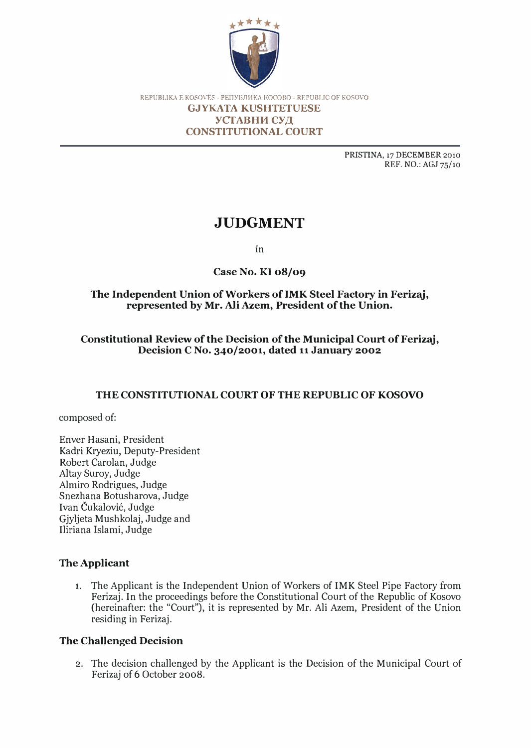REPUBLIKA E KOSOVËS - РЕПУБЛИКА КОСОВО - REPUBLIC OF KOSOVO

**GJYKATA KUSHTETUESE**
**УСТАВНИ СУД**
**CONSTITUTIONAL COURT**

PRISTINA, 17 DECEMBER 2010
REF. NO.: AGJ 75/10

# JUDGMENT

in

**Case No. KI 08/09**

**The Independent Union of Workers of IMK Steel Factory in Ferizaj, represented by Mr. Ali Azem, President of the Union.**

**Constitutional Review of the Decision of the Municipal Court of Ferizaj, Decision C No. 340/2001, dated 11 January 2002**

**THE CONSTITUTIONAL COURT OF THE REPUBLIC OF KOSOVO**

composed of:

Enver Hasani, President
Kadri Kryeziu, Deputy-President
Robert Carolan, Judge
Altay Suroy, Judge
Almiro Rodrigues, Judge
Snezhana Botusharova, Judge
Ivan Čukalović, Judge
Gjyljeta Mushkolaj, Judge and
Iliriana Islami, Judge

## The Applicant

1. The Applicant is the Independent Union of Workers of IMK Steel Pipe Factory from Ferizaj. In the proceedings before the Constitutional Court of the Republic of Kosovo (hereinafter: the "Court"), it is represented by Mr. Ali Azem, President of the Union residing in Ferizaj.

## The Challenged Decision

2. The decision challenged by the Applicant is the Decision of the Municipal Court of Ferizaj of 6 October 2008.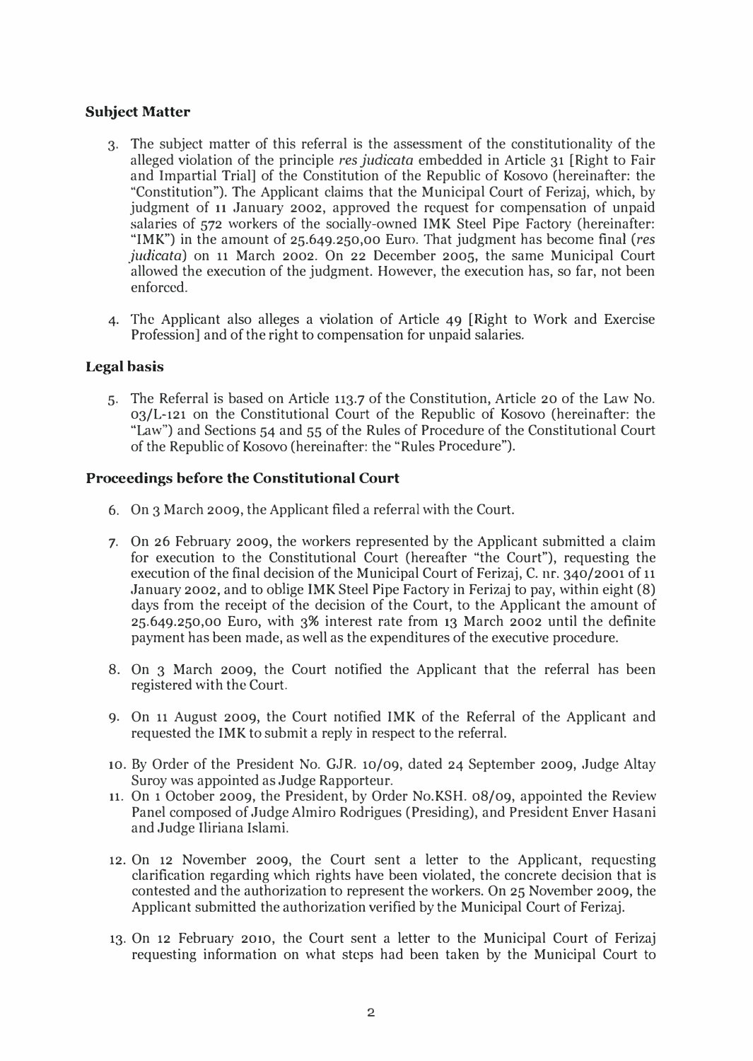### Subject Matter

3. The subject matter of this referral is the assessment of the constitutionality of the alleged violation of the principle *res judicata* embedded in Article 31 [Right to Fair and Impartial Trial] of the Constitution of the Republic of Kosovo (hereinafter: the "Constitution"). The Applicant claims that the Municipal Court of Ferizaj, which, by judgment of 11 January 2002, approved the request for compensation of unpaid salaries of 572 workers of the socially-owned IMK Steel Pipe Factory (hereinafter: "IMK") in the amount of 25.649.250,00 Euro. That judgment has become final (*res judicata*) on 11 March 2002. On 22 December 2005, the same Municipal Court allowed the execution of the judgment. However, the execution has, so far, not been enforced.

4. The Applicant also alleges a violation of Article 49 [Right to Work and Exercise Profession] and of the right to compensation for unpaid salaries.

### Legal basis

5. The Referral is based on Article 113.7 of the Constitution, Article 20 of the Law No. 03/L-121 on the Constitutional Court of the Republic of Kosovo (hereinafter: the "Law") and Sections 54 and 55 of the Rules of Procedure of the Constitutional Court of the Republic of Kosovo (hereinafter: the "Rules Procedure").

### Proceedings before the Constitutional Court

6. On 3 March 2009, the Applicant filed a referral with the Court.

7. On 26 February 2009, the workers represented by the Applicant submitted a claim for execution to the Constitutional Court (hereafter "the Court"), requesting the execution of the final decision of the Municipal Court of Ferizaj, C. nr. 340/2001 of 11 January 2002, and to oblige IMK Steel Pipe Factory in Ferizaj to pay, within eight (8) days from the receipt of the decision of the Court, to the Applicant the amount of 25.649.250,00 Euro, with 3% interest rate from 13 March 2002 until the definite payment has been made, as well as the expenditures of the executive procedure.

8. On 3 March 2009, the Court notified the Applicant that the referral has been registered with the Court.

9. On 11 August 2009, the Court notified IMK of the Referral of the Applicant and requested the IMK to submit a reply in respect to the referral.

10. By Order of the President No. GJR. 10/09, dated 24 September 2009, Judge Altay Suroy was appointed as Judge Rapporteur.

11. On 1 October 2009, the President, by Order No.KSH. 08/09, appointed the Review Panel composed of Judge Almiro Rodrigues (Presiding), and President Enver Hasani and Judge Iliriana Islami.

12. On 12 November 2009, the Court sent a letter to the Applicant, requesting clarification regarding which rights have been violated, the concrete decision that is contested and the authorization to represent the workers. On 25 November 2009, the Applicant submitted the authorization verified by the Municipal Court of Ferizaj.

13. On 12 February 2010, the Court sent a letter to the Municipal Court of Ferizaj requesting information on what steps had been taken by the Municipal Court to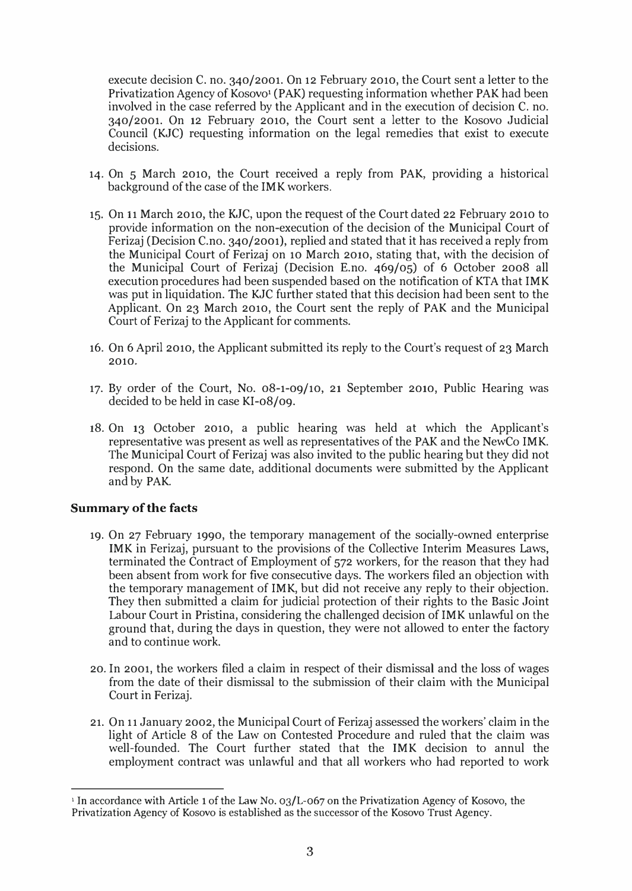execute decision C. no. 340/2001. On 12 February 2010, the Court sent a letter to the Privatization Agency of Kosovo[1] (PAK) requesting information whether PAK had been involved in the case referred by the Applicant and in the execution of decision C. no. 340/2001. On 12 February 2010, the Court sent a letter to the Kosovo Judicial Council (KJC) requesting information on the legal remedies that exist to execute decisions.

14. On 5 March 2010, the Court received a reply from PAK, providing a historical background of the case of the IMK workers.

15. On 11 March 2010, the KJC, upon the request of the Court dated 22 February 2010 to provide information on the non-execution of the decision of the Municipal Court of Ferizaj (Decision C.no. 340/2001), replied and stated that it has received a reply from the Municipal Court of Ferizaj on 10 March 2010, stating that, with the decision of the Municipal Court of Ferizaj (Decision E.no. 469/05) of 6 October 2008 all execution procedures had been suspended based on the notification of KTA that IMK was put in liquidation. The KJC further stated that this decision had been sent to the Applicant. On 23 March 2010, the Court sent the reply of PAK and the Municipal Court of Ferizaj to the Applicant for comments.

16. On 6 April 2010, the Applicant submitted its reply to the Court's request of 23 March 2010.

17. By order of the Court, No. 08-1-09/10, 21 September 2010, Public Hearing was decided to be held in case KI-08/09.

18. On 13 October 2010, a public hearing was held at which the Applicant's representative was present as well as representatives of the PAK and the NewCo IMK. The Municipal Court of Ferizaj was also invited to the public hearing but they did not respond. On the same date, additional documents were submitted by the Applicant and by PAK.

### Summary of the facts

19. On 27 February 1990, the temporary management of the socially-owned enterprise IMK in Ferizaj, pursuant to the provisions of the Collective Interim Measures Laws, terminated the Contract of Employment of 572 workers, for the reason that they had been absent from work for five consecutive days. The workers filed an objection with the temporary management of IMK, but did not receive any reply to their objection. They then submitted a claim for judicial protection of their rights to the Basic Joint Labour Court in Pristina, considering the challenged decision of IMK unlawful on the ground that, during the days in question, they were not allowed to enter the factory and to continue work.

20. In 2001, the workers filed a claim in respect of their dismissal and the loss of wages from the date of their dismissal to the submission of their claim with the Municipal Court in Ferizaj.

21. On 11 January 2002, the Municipal Court of Ferizaj assessed the workers' claim in the light of Article 8 of the Law on Contested Procedure and ruled that the claim was well-founded. The Court further stated that the IMK decision to annul the employment contract was unlawful and that all workers who had reported to work

---

[1] In accordance with Article 1 of the Law No. 03/L-067 on the Privatization Agency of Kosovo, the Privatization Agency of Kosovo is established as the successor of the Kosovo Trust Agency.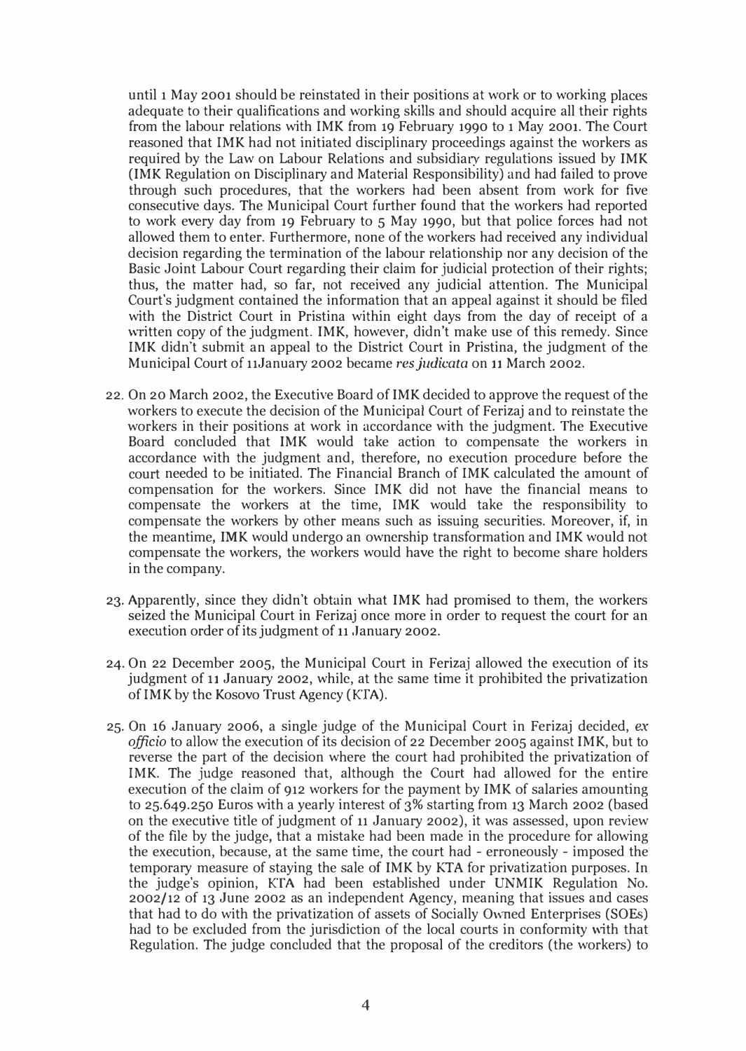until 1 May 2001 should be reinstated in their positions at work or to working places adequate to their qualifications and working skills and should acquire all their rights from the labour relations with IMK from 19 February 1990 to 1 May 2001. The Court reasoned that IMK had not initiated disciplinary proceedings against the workers as required by the Law on Labour Relations and subsidiary regulations issued by IMK (IMK Regulation on Disciplinary and Material Responsibility) and had failed to prove through such procedures, that the workers had been absent from work for five consecutive days. The Municipal Court further found that the workers had reported to work every day from 19 February to 5 May 1990, but that police forces had not allowed them to enter. Furthermore, none of the workers had received any individual decision regarding the termination of the labour relationship nor any decision of the Basic Joint Labour Court regarding their claim for judicial protection of their rights; thus, the matter had, so far, not received any judicial attention. The Municipal Court's judgment contained the information that an appeal against it should be filed with the District Court in Pristina within eight days from the day of receipt of a written copy of the judgment. IMK, however, didn't make use of this remedy. Since IMK didn't submit an appeal to the District Court in Pristina, the judgment of the Municipal Court of 11January 2002 became *res judicata* on 11 March 2002.

22. On 20 March 2002, the Executive Board of IMK decided to approve the request of the workers to execute the decision of the Municipal Court of Ferizaj and to reinstate the workers in their positions at work in accordance with the judgment. The Executive Board concluded that IMK would take action to compensate the workers in accordance with the judgment and, therefore, no execution procedure before the court needed to be initiated. The Financial Branch of IMK calculated the amount of compensation for the workers. Since IMK did not have the financial means to compensate the workers at the time, IMK would take the responsibility to compensate the workers by other means such as issuing securities. Moreover, if, in the meantime, IMK would undergo an ownership transformation and IMK would not compensate the workers, the workers would have the right to become share holders in the company.

23. Apparently, since they didn't obtain what IMK had promised to them, the workers seized the Municipal Court in Ferizaj once more in order to request the court for an execution order of its judgment of 11 January 2002.

24. On 22 December 2005, the Municipal Court in Ferizaj allowed the execution of its judgment of 11 January 2002, while, at the same time it prohibited the privatization of IMK by the Kosovo Trust Agency (KTA).

25. On 16 January 2006, a single judge of the Municipal Court in Ferizaj decided, *ex officio* to allow the execution of its decision of 22 December 2005 against IMK, but to reverse the part of the decision where the court had prohibited the privatization of IMK. The judge reasoned that, although the Court had allowed for the entire execution of the claim of 912 workers for the payment by IMK of salaries amounting to 25.649.250 Euros with a yearly interest of 3% starting from 13 March 2002 (based on the executive title of judgment of 11 January 2002), it was assessed, upon review of the file by the judge, that a mistake had been made in the procedure for allowing the execution, because, at the same time, the court had - erroneously - imposed the temporary measure of staying the sale of IMK by KTA for privatization purposes. In the judge's opinion, KTA had been established under UNMIK Regulation No. 2002/12 of 13 June 2002 as an independent Agency, meaning that issues and cases that had to do with the privatization of assets of Socially Owned Enterprises (SOEs) had to be excluded from the jurisdiction of the local courts in conformity with that Regulation. The judge concluded that the proposal of the creditors (the workers) to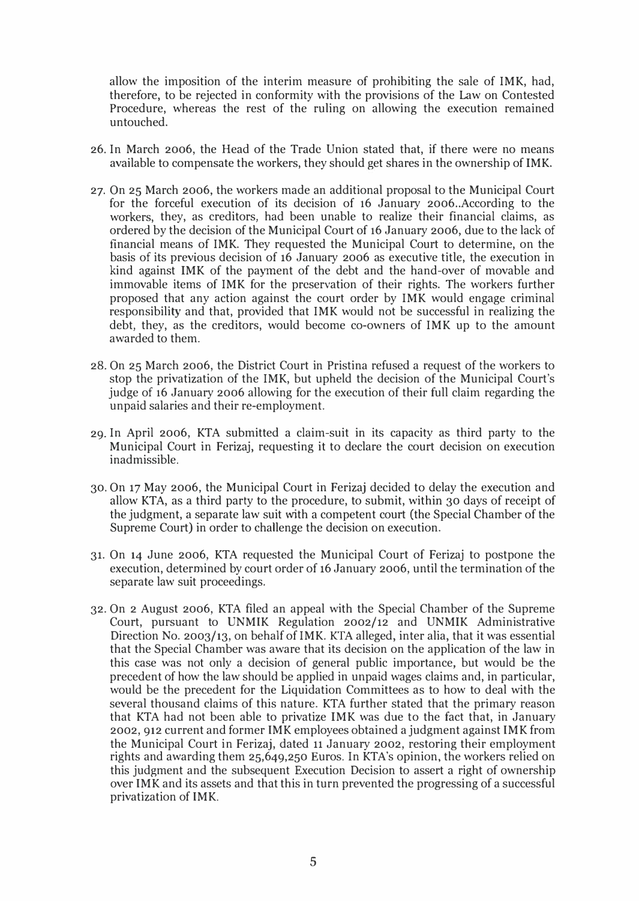allow the imposition of the interim measure of prohibiting the sale of IMK, had, therefore, to be rejected in conformity with the provisions of the Law on Contested Procedure, whereas the rest of the ruling on allowing the execution remained untouched.

26. In March 2006, the Head of the Trade Union stated that, if there were no means available to compensate the workers, they should get shares in the ownership of IMK.

27. On 25 March 2006, the workers made an additional proposal to the Municipal Court for the forceful execution of its decision of 16 January 2006..According to the workers, they, as creditors, had been unable to realize their financial claims, as ordered by the decision of the Municipal Court of 16 January 2006, due to the lack of financial means of IMK. They requested the Municipal Court to determine, on the basis of its previous decision of 16 January 2006 as executive title, the execution in kind against IMK of the payment of the debt and the hand-over of movable and immovable items of IMK for the preservation of their rights. The workers further proposed that any action against the court order by IMK would engage criminal responsibility and that, provided that IMK would not be successful in realizing the debt, they, as the creditors, would become co-owners of IMK up to the amount awarded to them.

28. On 25 March 2006, the District Court in Pristina refused a request of the workers to stop the privatization of the IMK, but upheld the decision of the Municipal Court's judge of 16 January 2006 allowing for the execution of their full claim regarding the unpaid salaries and their re-employment.

29. In April 2006, KTA submitted a claim-suit in its capacity as third party to the Municipal Court in Ferizaj, requesting it to declare the court decision on execution inadmissible.

30. On 17 May 2006, the Municipal Court in Ferizaj decided to delay the execution and allow KTA, as a third party to the procedure, to submit, within 30 days of receipt of the judgment, a separate law suit with a competent court (the Special Chamber of the Supreme Court) in order to challenge the decision on execution.

31. On 14 June 2006, KTA requested the Municipal Court of Ferizaj to postpone the execution, determined by court order of 16 January 2006, until the termination of the separate law suit proceedings.

32. On 2 August 2006, KTA filed an appeal with the Special Chamber of the Supreme Court, pursuant to UNMIK Regulation 2002/12 and UNMIK Administrative Direction No. 2003/13, on behalf of IMK. KTA alleged, inter alia, that it was essential that the Special Chamber was aware that its decision on the application of the law in this case was not only a decision of general public importance, but would be the precedent of how the law should be applied in unpaid wages claims and, in particular, would be the precedent for the Liquidation Committees as to how to deal with the several thousand claims of this nature. KTA further stated that the primary reason that KTA had not been able to privatize IMK was due to the fact that, in January 2002, 912 current and former IMK employees obtained a judgment against IMK from the Municipal Court in Ferizaj, dated 11 January 2002, restoring their employment rights and awarding them 25,649,250 Euros. In KTA's opinion, the workers relied on this judgment and the subsequent Execution Decision to assert a right of ownership over IMK and its assets and that this in turn prevented the progressing of a successful privatization of IMK.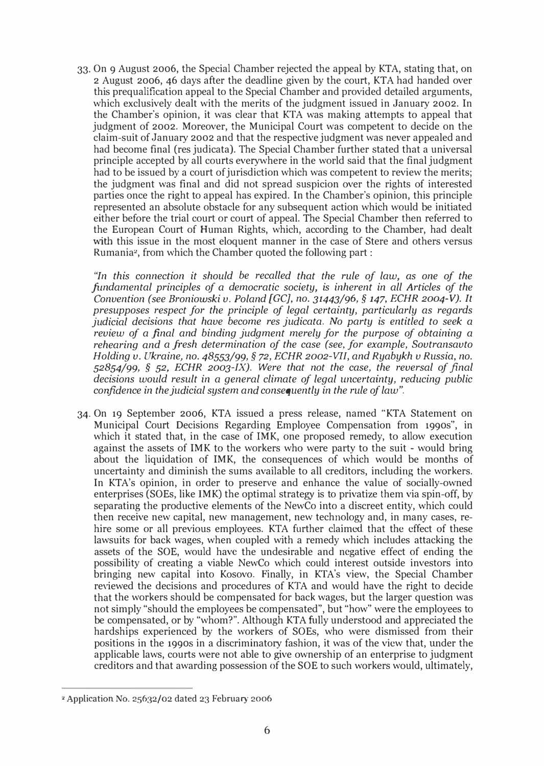33. On 9 August 2006, the Special Chamber rejected the appeal by KTA, stating that, on 2 August 2006, 46 days after the deadline given by the court, KTA had handed over this prequalification appeal to the Special Chamber and provided detailed arguments, which exclusively dealt with the merits of the judgment issued in January 2002. In the Chamber's opinion, it was clear that KTA was making attempts to appeal that judgment of 2002. Moreover, the Municipal Court was competent to decide on the claim-suit of January 2002 and that the respective judgment was never appealed and had become final (res judicata). The Special Chamber further stated that a universal principle accepted by all courts everywhere in the world said that the final judgment had to be issued by a court of jurisdiction which was competent to review the merits; the judgment was final and did not spread suspicion over the rights of interested parties once the right to appeal has expired. In the Chamber's opinion, this principle represented an absolute obstacle for any subsequent action which would be initiated either before the trial court or court of appeal. The Special Chamber then referred to the European Court of Human Rights, which, according to the Chamber, had dealt with this issue in the most eloquent manner in the case of Stere and others versus Rumania[2], from which the Chamber quoted the following part :

*"In this connection it should be recalled that the rule of law, as one of the fundamental principles of a democratic society, is inherent in all Articles of the Convention (see Broniowski v. Poland [GC], no. 31443/96, § 147, ECHR 2004-V). It presupposes respect for the principle of legal certainty, particularly as regards judicial decisions that have become res judicata. No party is entitled to seek a review of a final and binding judgment merely for the purpose of obtaining a rehearing and a fresh determination of the case (see, for example, Sovtransavto Holding v. Ukraine, no. 48553/99, § 72, ECHR 2002-VII, and Ryabykh v Russia, no. 52854/99, § 52, ECHR 2003-IX). Were that not the case, the reversal of final decisions would result in a general climate of legal uncertainty, reducing public confidence in the judicial system and consequently in the rule of law".*

34. On 19 September 2006, KTA issued a press release, named "KTA Statement on Municipal Court Decisions Regarding Employee Compensation from 1990s", in which it stated that, in the case of IMK, one proposed remedy, to allow execution against the assets of IMK to the workers who were party to the suit - would bring about the liquidation of IMK, the consequences of which would be months of uncertainty and diminish the sums available to all creditors, including the workers. In KTA's opinion, in order to preserve and enhance the value of socially-owned enterprises (SOEs, like IMK) the optimal strategy is to privatize them via spin-off, by separating the productive elements of the NewCo into a discreet entity, which could then receive new capital, new management, new technology and, in many cases, re-hire some or all previous employees. KTA further claimed that the effect of these lawsuits for back wages, when coupled with a remedy which includes attacking the assets of the SOE, would have the undesirable and negative effect of ending the possibility of creating a viable NewCo which could interest outside investors into bringing new capital into Kosovo. Finally, in KTA's view, the Special Chamber reviewed the decisions and procedures of KTA and would have the right to decide that the workers should be compensated for back wages, but the larger question was not simply "should the employees be compensated", but "how" were the employees to be compensated, or by "whom?". Although KTA fully understood and appreciated the hardships experienced by the workers of SOEs, who were dismissed from their positions in the 1990s in a discriminatory fashion, it was of the view that, under the applicable laws, courts were not able to give ownership of an enterprise to judgment creditors and that awarding possession of the SOE to such workers would, ultimately,

---

[2] Application No. 25632/02 dated 23 February 2006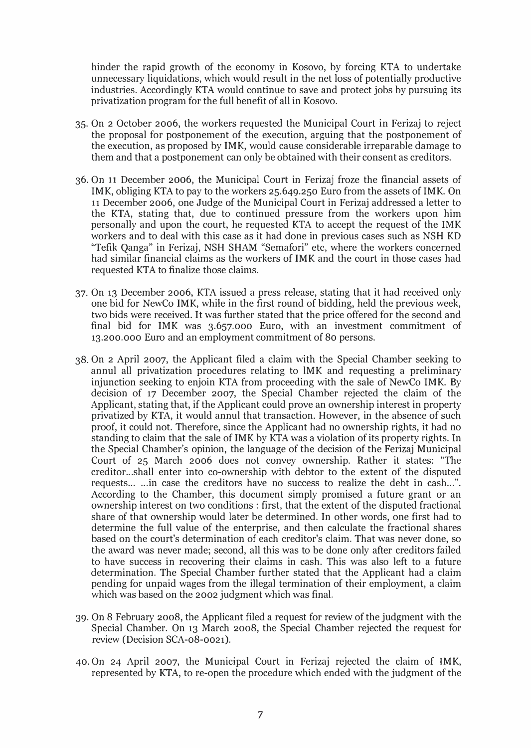hinder the rapid growth of the economy in Kosovo, by forcing KTA to undertake unnecessary liquidations, which would result in the net loss of potentially productive industries. Accordingly KTA would continue to save and protect jobs by pursuing its privatization program for the full benefit of all in Kosovo.

35. On 2 October 2006, the workers requested the Municipal Court in Ferizaj to reject the proposal for postponement of the execution, arguing that the postponement of the execution, as proposed by IMK, would cause considerable irreparable damage to them and that a postponement can only be obtained with their consent as creditors.

36. On 11 December 2006, the Municipal Court in Ferizaj froze the financial assets of IMK, obliging KTA to pay to the workers 25.649.250 Euro from the assets of IMK. On 11 December 2006, one Judge of the Municipal Court in Ferizaj addressed a letter to the KTA, stating that, due to continued pressure from the workers upon him personally and upon the court, he requested KTA to accept the request of the IMK workers and to deal with this case as it had done in previous cases such as NSH KD "Tefik Qanga" in Ferizaj, NSH SHAM "Semafori" etc, where the workers concerned had similar financial claims as the workers of IMK and the court in those cases had requested KTA to finalize those claims.

37. On 13 December 2006, KTA issued a press release, stating that it had received only one bid for NewCo IMK, while in the first round of bidding, held the previous week, two bids were received. It was further stated that the price offered for the second and final bid for IMK was 3.657.000 Euro, with an investment commitment of 13.200.000 Euro and an employment commitment of 80 persons.

38. On 2 April 2007, the Applicant filed a claim with the Special Chamber seeking to annul all privatization procedures relating to IMK and requesting a preliminary injunction seeking to enjoin KTA from proceeding with the sale of NewCo IMK. By decision of 17 December 2007, the Special Chamber rejected the claim of the Applicant, stating that, if the Applicant could prove an ownership interest in property privatized by KTA, it would annul that transaction. However, in the absence of such proof, it could not. Therefore, since the Applicant had no ownership rights, it had no standing to claim that the sale of IMK by KTA was a violation of its property rights. In the Special Chamber's opinion, the language of the decision of the Ferizaj Municipal Court of 25 March 2006 does not convey ownership. Rather it states: "The creditor...shall enter into co-ownership with debtor to the extent of the disputed requests... ...in case the creditors have no success to realize the debt in cash...". According to the Chamber, this document simply promised a future grant or an ownership interest on two conditions : first, that the extent of the disputed fractional share of that ownership would later be determined. In other words, one first had to determine the full value of the enterprise, and then calculate the fractional shares based on the court's determination of each creditor's claim. That was never done, so the award was never made; second, all this was to be done only after creditors failed to have success in recovering their claims in cash. This was also left to a future determination. The Special Chamber further stated that the Applicant had a claim pending for unpaid wages from the illegal termination of their employment, a claim which was based on the 2002 judgment which was final.

39. On 8 February 2008, the Applicant filed a request for review of the judgment with the Special Chamber. On 13 March 2008, the Special Chamber rejected the request for review (Decision SCA-08-0021).

40. On 24 April 2007, the Municipal Court in Ferizaj rejected the claim of IMK, represented by KTA, to re-open the procedure which ended with the judgment of the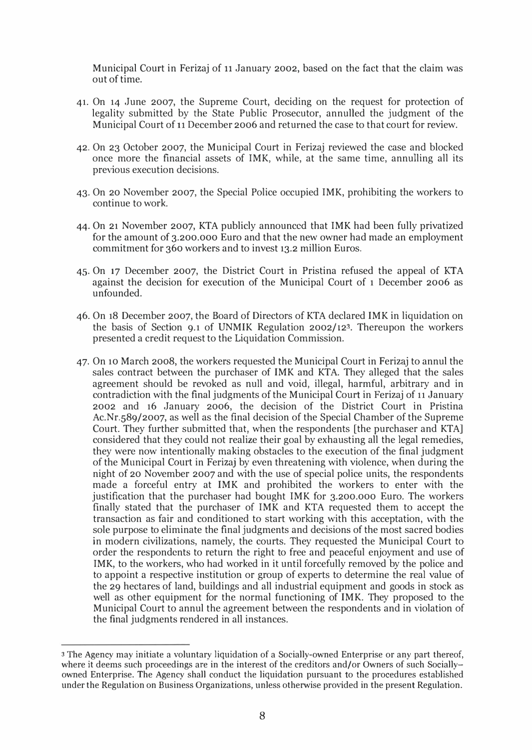Municipal Court in Ferizaj of 11 January 2002, based on the fact that the claim was out of time.

41. On 14 June 2007, the Supreme Court, deciding on the request for protection of legality submitted by the State Public Prosecutor, annulled the judgment of the Municipal Court of 11 December 2006 and returned the case to that court for review.

42. On 23 October 2007, the Municipal Court in Ferizaj reviewed the case and blocked once more the financial assets of IMK, while, at the same time, annulling all its previous execution decisions.

43. On 20 November 2007, the Special Police occupied IMK, prohibiting the workers to continue to work.

44. On 21 November 2007, KTA publicly announced that IMK had been fully privatized for the amount of 3.200.000 Euro and that the new owner had made an employment commitment for 360 workers and to invest 13.2 million Euros.

45. On 17 December 2007, the District Court in Pristina refused the appeal of KTA against the decision for execution of the Municipal Court of 1 December 2006 as unfounded.

46. On 18 December 2007, the Board of Directors of KTA declared IMK in liquidation on the basis of Section 9.1 of UNMIK Regulation 2002/12[3]. Thereupon the workers presented a credit request to the Liquidation Commission.

47. On 10 March 2008, the workers requested the Municipal Court in Ferizaj to annul the sales contract between the purchaser of IMK and KTA. They alleged that the sales agreement should be revoked as null and void, illegal, harmful, arbitrary and in contradiction with the final judgments of the Municipal Court in Ferizaj of 11 January 2002 and 16 January 2006, the decision of the District Court in Pristina Ac.Nr.589/2007, as well as the final decision of the Special Chamber of the Supreme Court. They further submitted that, when the respondents [the purchaser and KTA] considered that they could not realize their goal by exhausting all the legal remedies, they were now intentionally making obstacles to the execution of the final judgment of the Municipal Court in Ferizaj by even threatening with violence, when during the night of 20 November 2007 and with the use of special police units, the respondents made a forceful entry at IMK and prohibited the workers to enter with the justification that the purchaser had bought IMK for 3.200.000 Euro. The workers finally stated that the purchaser of IMK and KTA requested them to accept the transaction as fair and conditioned to start working with this acceptation, with the sole purpose to eliminate the final judgments and decisions of the most sacred bodies in modern civilizations, namely, the courts. They requested the Municipal Court to order the respondents to return the right to free and peaceful enjoyment and use of IMK, to the workers, who had worked in it until forcefully removed by the police and to appoint a respective institution or group of experts to determine the real value of the 29 hectares of land, buildings and all industrial equipment and goods in stock as well as other equipment for the normal functioning of IMK. They proposed to the Municipal Court to annul the agreement between the respondents and in violation of the final judgments rendered in all instances.

---

[3] The Agency may initiate a voluntary liquidation of a Socially-owned Enterprise or any part thereof, where it deems such proceedings are in the interest of the creditors and/or Owners of such Socially-owned Enterprise. The Agency shall conduct the liquidation pursuant to the procedures established under the Regulation on Business Organizations, unless otherwise provided in the present Regulation.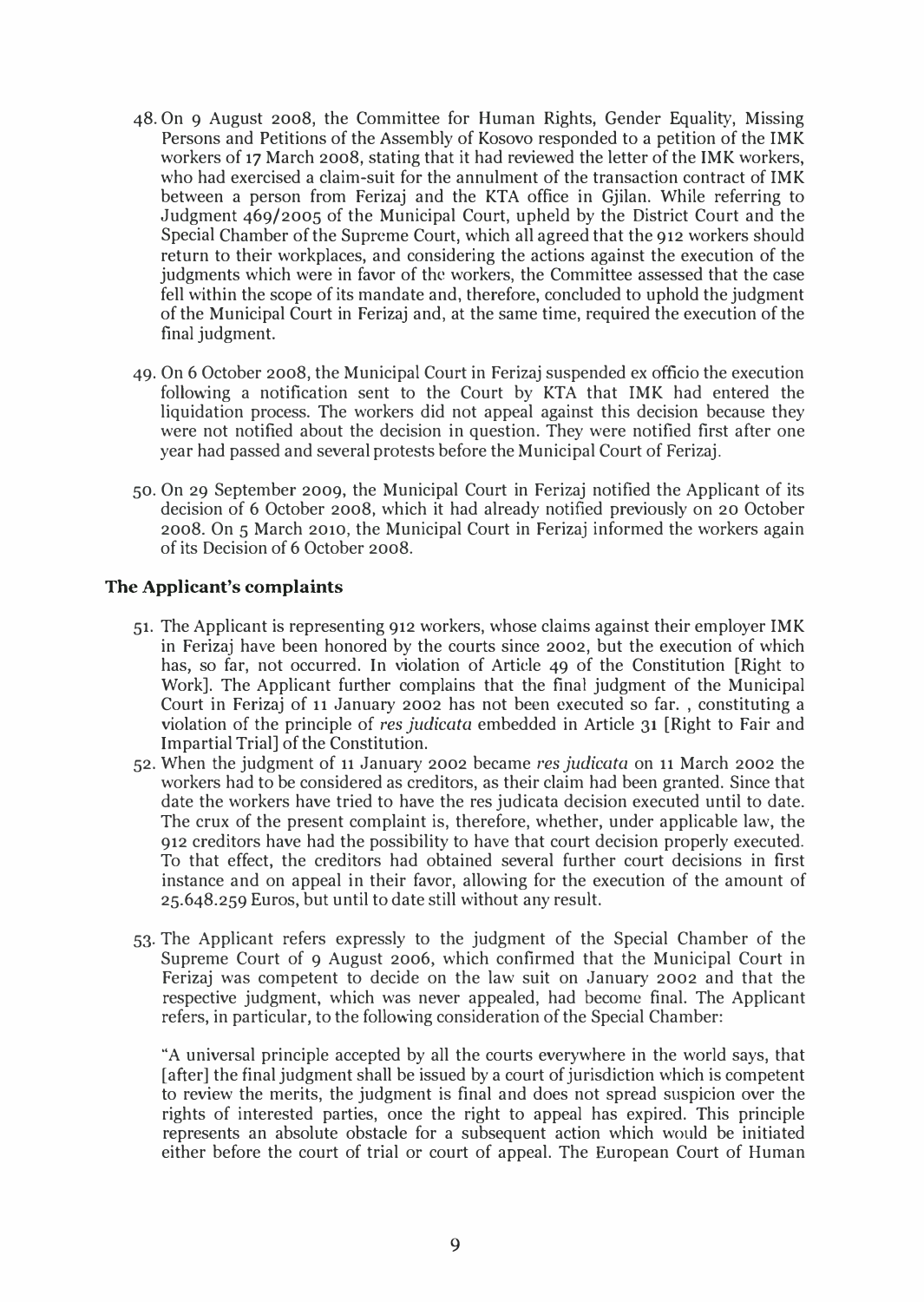48. On 9 August 2008, the Committee for Human Rights, Gender Equality, Missing Persons and Petitions of the Assembly of Kosovo responded to a petition of the IMK workers of 17 March 2008, stating that it had reviewed the letter of the IMK workers, who had exercised a claim-suit for the annulment of the transaction contract of IMK between a person from Ferizaj and the KTA office in Gjilan. While referring to Judgment 469/2005 of the Municipal Court, upheld by the District Court and the Special Chamber of the Supreme Court, which all agreed that the 912 workers should return to their workplaces, and considering the actions against the execution of the judgments which were in favor of the workers, the Committee assessed that the case fell within the scope of its mandate and, therefore, concluded to uphold the judgment of the Municipal Court in Ferizaj and, at the same time, required the execution of the final judgment.

49. On 6 October 2008, the Municipal Court in Ferizaj suspended ex officio the execution following a notification sent to the Court by KTA that IMK had entered the liquidation process. The workers did not appeal against this decision because they were not notified about the decision in question. They were notified first after one year had passed and several protests before the Municipal Court of Ferizaj.

50. On 29 September 2009, the Municipal Court in Ferizaj notified the Applicant of its decision of 6 October 2008, which it had already notified previously on 20 October 2008. On 5 March 2010, the Municipal Court in Ferizaj informed the workers again of its Decision of 6 October 2008.

## The Applicant's complaints

51. The Applicant is representing 912 workers, whose claims against their employer IMK in Ferizaj have been honored by the courts since 2002, but the execution of which has, so far, not occurred. In violation of Article 49 of the Constitution [Right to Work]. The Applicant further complains that the final judgment of the Municipal Court in Ferizaj of 11 January 2002 has not been executed so far. , constituting a violation of the principle of *res judicata* embedded in Article 31 [Right to Fair and Impartial Trial] of the Constitution.

52. When the judgment of 11 January 2002 became *res judicata* on 11 March 2002 the workers had to be considered as creditors, as their claim had been granted. Since that date the workers have tried to have the res judicata decision executed until to date. The crux of the present complaint is, therefore, whether, under applicable law, the 912 creditors have had the possibility to have that court decision properly executed. To that effect, the creditors had obtained several further court decisions in first instance and on appeal in their favor, allowing for the execution of the amount of 25.648.259 Euros, but until to date still without any result.

53. The Applicant refers expressly to the judgment of the Special Chamber of the Supreme Court of 9 August 2006, which confirmed that the Municipal Court in Ferizaj was competent to decide on the law suit on January 2002 and that the respective judgment, which was never appealed, had become final. The Applicant refers, in particular, to the following consideration of the Special Chamber:

"A universal principle accepted by all the courts everywhere in the world says, that [after] the final judgment shall be issued by a court of jurisdiction which is competent to review the merits, the judgment is final and does not spread suspicion over the rights of interested parties, once the right to appeal has expired. This principle represents an absolute obstacle for a subsequent action which would be initiated either before the court of trial or court of appeal. The European Court of Human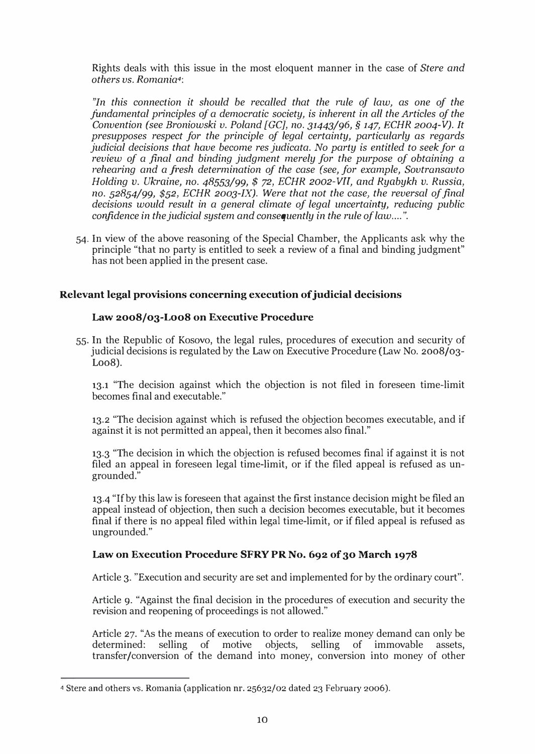Rights deals with this issue in the most eloquent manner in the case of *Stere and others vs. Romania*[4]:

*"In this connection it should be recalled that the rule of law, as one of the fundamental principles of a democratic society, is inherent in all the Articles of the Convention (see Broniowski v. Poland [GC], no. 31443/96, § 147, ECHR 2004-V). It presupposes respect for the principle of legal certainty, particularly as regards judicial decisions that have become res judicata. No party is entitled to seek for a review of a final and binding judgment merely for the purpose of obtaining a rehearing and a fresh determination of the case (see, for example, Sovtransavto Holding v. Ukraine, no. 48553/99, $ 72, ECHR 2002-VII, and Ryabykh v. Russia, no. 52854/99, $52, ECHR 2003-IX). Were that not the case, the reversal of final decisions would result in a general climate of legal uncertainty, reducing public confidence in the judicial system and consequently in the rule of law....".*

54. In view of the above reasoning of the Special Chamber, the Applicants ask why the principle "that no party is entitled to seek a review of a final and binding judgment" has not been applied in the present case.

## Relevant legal provisions concerning execution of judicial decisions

### Law 2008/03-L008 on Executive Procedure

55. In the Republic of Kosovo, the legal rules, procedures of execution and security of judicial decisions is regulated by the Law on Executive Procedure (Law No. 2008/03-L008).

13.1 "The decision against which the objection is not filed in foreseen time-limit becomes final and executable."

13.2 "The decision against which is refused the objection becomes executable, and if against it is not permitted an appeal, then it becomes also final."

13.3 "The decision in which the objection is refused becomes final if against it is not filed an appeal in foreseen legal time-limit, or if the filed appeal is refused as ungrounded."

13.4 "If by this law is foreseen that against the first instance decision might be filed an appeal instead of objection, then such a decision becomes executable, but it becomes final if there is no appeal filed within legal time-limit, or if filed appeal is refused as ungrounded."

### Law on Execution Procedure SFRY PR No. 692 of 30 March 1978

Article 3. "Execution and security are set and implemented for by the ordinary court".

Article 9. "Against the final decision in the procedures of execution and security the revision and reopening of proceedings is not allowed."

Article 27. "As the means of execution to order to realize money demand can only be determined: selling of motive objects, selling of immovable assets, transfer/conversion of the demand into money, conversion into money of other

---

[4] Stere and others vs. Romania (application nr. 25632/02 dated 23 February 2006).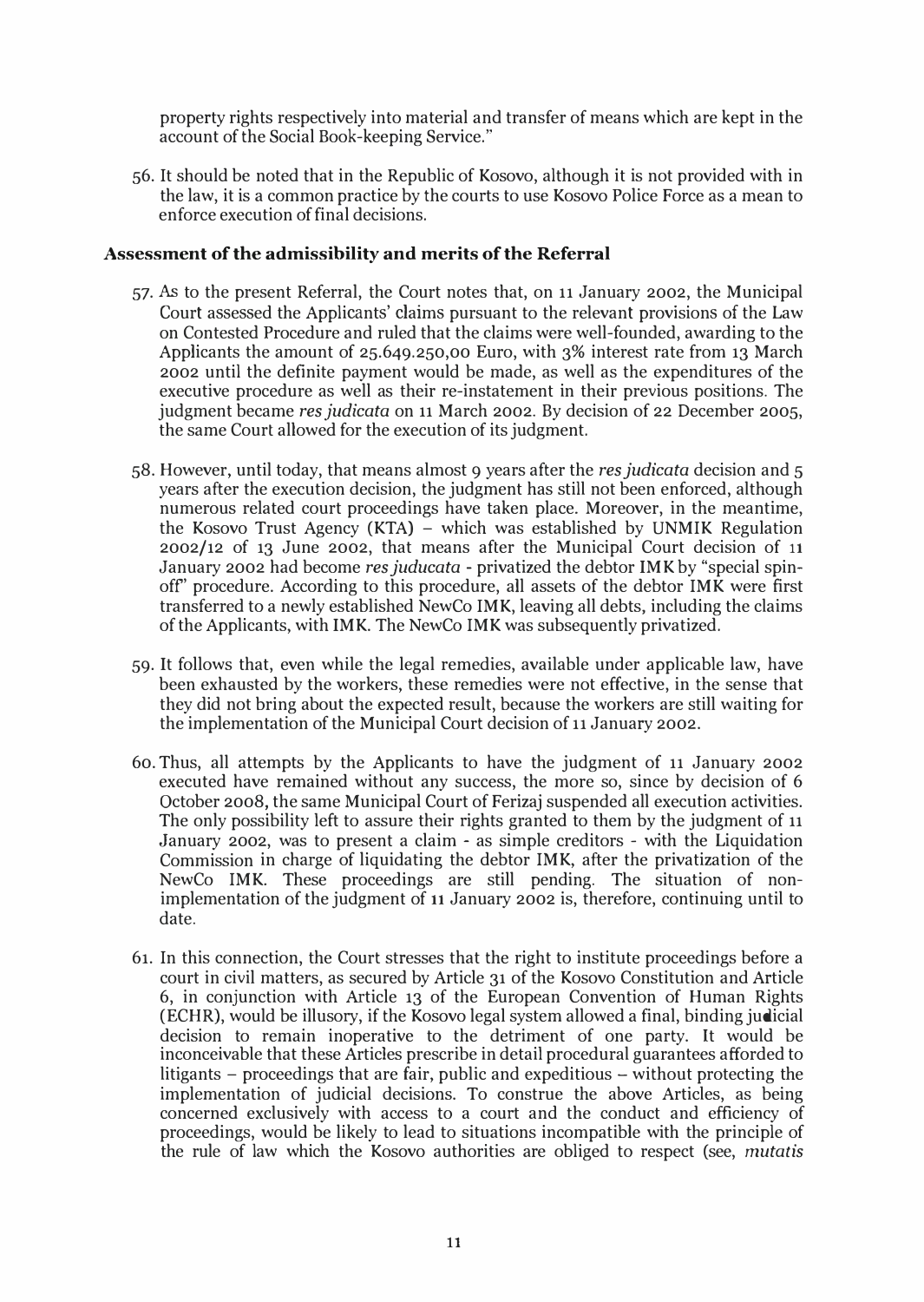property rights respectively into material and transfer of means which are kept in the account of the Social Book-keeping Service."

56. It should be noted that in the Republic of Kosovo, although it is not provided with in the law, it is a common practice by the courts to use Kosovo Police Force as a mean to enforce execution of final decisions.

### Assessment of the admissibility and merits of the Referral

57. As to the present Referral, the Court notes that, on 11 January 2002, the Municipal Court assessed the Applicants' claims pursuant to the relevant provisions of the Law on Contested Procedure and ruled that the claims were well-founded, awarding to the Applicants the amount of 25.649.250,00 Euro, with 3% interest rate from 13 March 2002 until the definite payment would be made, as well as the expenditures of the executive procedure as well as their re-instatement in their previous positions. The judgment became *res judicata* on 11 March 2002. By decision of 22 December 2005, the same Court allowed for the execution of its judgment.

58. However, until today, that means almost 9 years after the *res judicata* decision and 5 years after the execution decision, the judgment has still not been enforced, although numerous related court proceedings have taken place. Moreover, in the meantime, the Kosovo Trust Agency (KTA) – which was established by UNMIK Regulation 2002/12 of 13 June 2002, that means after the Municipal Court decision of 11 January 2002 had become *res juducata* - privatized the debtor IMK by "special spin-off" procedure. According to this procedure, all assets of the debtor IMK were first transferred to a newly established NewCo IMK, leaving all debts, including the claims of the Applicants, with IMK. The NewCo IMK was subsequently privatized.

59. It follows that, even while the legal remedies, available under applicable law, have been exhausted by the workers, these remedies were not effective, in the sense that they did not bring about the expected result, because the workers are still waiting for the implementation of the Municipal Court decision of 11 January 2002.

60. Thus, all attempts by the Applicants to have the judgment of 11 January 2002 executed have remained without any success, the more so, since by decision of 6 October 2008, the same Municipal Court of Ferizaj suspended all execution activities. The only possibility left to assure their rights granted to them by the judgment of 11 January 2002, was to present a claim - as simple creditors - with the Liquidation Commission in charge of liquidating the debtor IMK, after the privatization of the NewCo IMK. These proceedings are still pending. The situation of non-implementation of the judgment of 11 January 2002 is, therefore, continuing until to date.

61. In this connection, the Court stresses that the right to institute proceedings before a court in civil matters, as secured by Article 31 of the Kosovo Constitution and Article 6, in conjunction with Article 13 of the European Convention of Human Rights (ECHR), would be illusory, if the Kosovo legal system allowed a final, binding judicial decision to remain inoperative to the detriment of one party. It would be inconceivable that these Articles prescribe in detail procedural guarantees afforded to litigants – proceedings that are fair, public and expeditious – without protecting the implementation of judicial decisions. To construe the above Articles, as being concerned exclusively with access to a court and the conduct and efficiency of proceedings, would be likely to lead to situations incompatible with the principle of the rule of law which the Kosovo authorities are obliged to respect (see, *mutatis*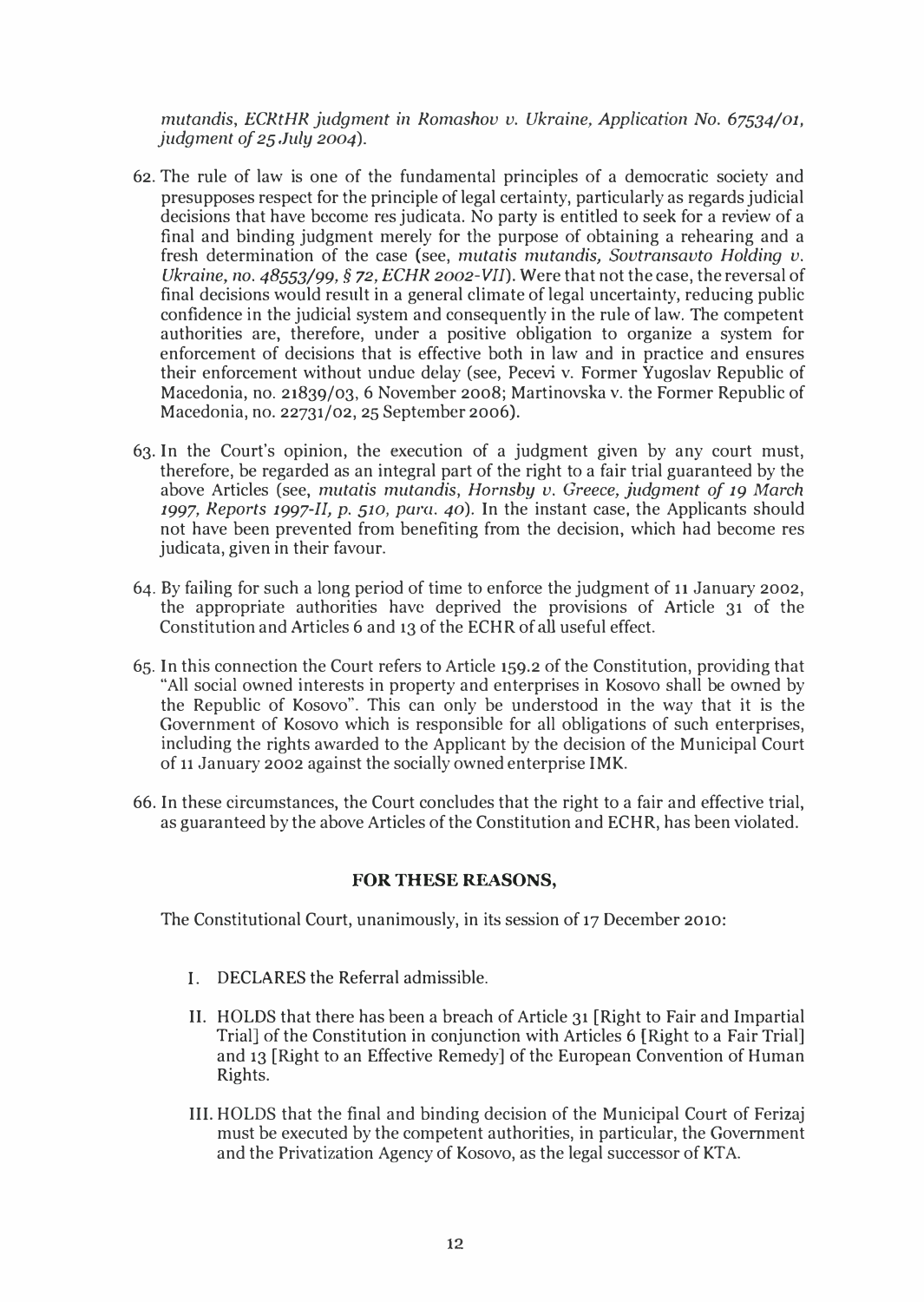*mutandis, ECRtHR judgment in Romashov v. Ukraine, Application No. 67534/01, judgment of 25 July 2004).*

62. The rule of law is one of the fundamental principles of a democratic society and presupposes respect for the principle of legal certainty, particularly as regards judicial decisions that have become res judicata. No party is entitled to seek for a review of a final and binding judgment merely for the purpose of obtaining a rehearing and a fresh determination of the case (see, *mutatis mutandis, Sovtransavto Holding v. Ukraine, no. 48553/99, § 72, ECHR 2002-VII*). Were that not the case, the reversal of final decisions would result in a general climate of legal uncertainty, reducing public confidence in the judicial system and consequently in the rule of law. The competent authorities are, therefore, under a positive obligation to organize a system for enforcement of decisions that is effective both in law and in practice and ensures their enforcement without undue delay (see, Pecevi v. Former Yugoslav Republic of Macedonia, no. 21839/03, 6 November 2008; Martinovska v. the Former Republic of Macedonia, no. 22731/02, 25 September 2006).

63. In the Court's opinion, the execution of a judgment given by any court must, therefore, be regarded as an integral part of the right to a fair trial guaranteed by the above Articles (see, *mutatis mutandis, Hornsby v. Greece, judgment of 19 March 1997, Reports 1997-II, p. 510, para. 40*). In the instant case, the Applicants should not have been prevented from benefiting from the decision, which had become res judicata, given in their favour.

64. By failing for such a long period of time to enforce the judgment of 11 January 2002, the appropriate authorities have deprived the provisions of Article 31 of the Constitution and Articles 6 and 13 of the ECHR of all useful effect.

65. In this connection the Court refers to Article 159.2 of the Constitution, providing that "All social owned interests in property and enterprises in Kosovo shall be owned by the Republic of Kosovo". This can only be understood in the way that it is the Government of Kosovo which is responsible for all obligations of such enterprises, including the rights awarded to the Applicant by the decision of the Municipal Court of 11 January 2002 against the socially owned enterprise IMK.

66. In these circumstances, the Court concludes that the right to a fair and effective trial, as guaranteed by the above Articles of the Constitution and ECHR, has been violated.

**FOR THESE REASONS,**

The Constitutional Court, unanimously, in its session of 17 December 2010:

I. DECLARES the Referral admissible.

II. HOLDS that there has been a breach of Article 31 [Right to Fair and Impartial Trial] of the Constitution in conjunction with Articles 6 [Right to a Fair Trial] and 13 [Right to an Effective Remedy] of the European Convention of Human Rights.

III. HOLDS that the final and binding decision of the Municipal Court of Ferizaj must be executed by the competent authorities, in particular, the Government and the Privatization Agency of Kosovo, as the legal successor of KTA.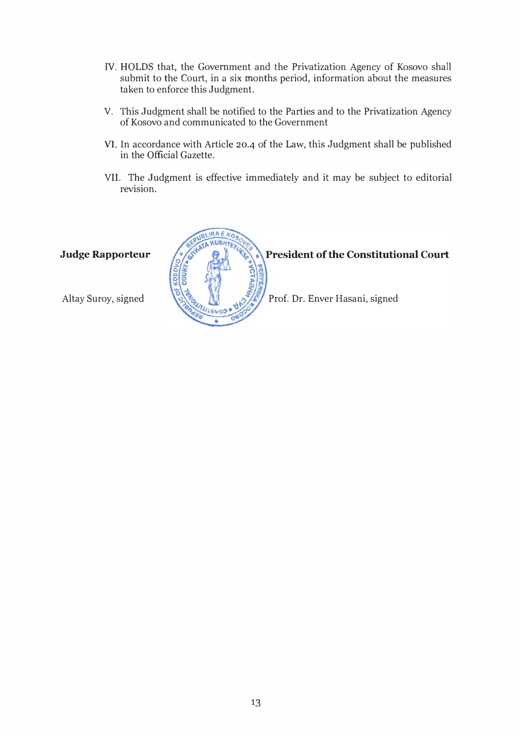IV. HOLDS that, the Government and the Privatization Agency of Kosovo shall submit to the Court, in a six months period, information about the measures taken to enforce this Judgment.

V. This Judgment shall be notified to the Parties and to the Privatization Agency of Kosovo and communicated to the Government

VI. In accordance with Article 20.4 of the Law, this Judgment shall be published in the Official Gazette.

VII. The Judgment is effective immediately and it may be subject to editorial revision.

| **Judge Rapporteur** | **President of the Constitutional Court** |
| --- | --- |
| Altay Suroy, signed | Prof. Dr. Enver Hasani, signed |